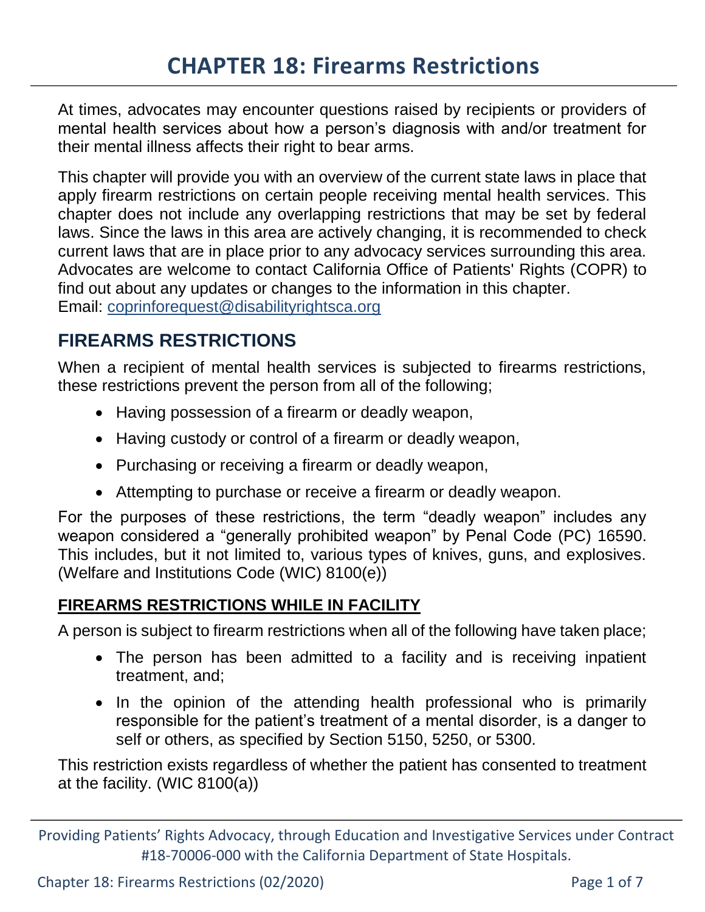# CHAPTER 18: Firearms Restrictions

At times, advocates may encounter questions raised by recipients or providers of mental health services about how a person's diagnosis with and/or treatment for their mental illness affects their right to bear arms.

This chapter will provide you with an overview of the current state laws in place that apply firearm restrictions on certain people receiving mental health services. This chapter does not include any overlapping restrictions that may be set by federal laws. Since the laws in this area are actively changing, it is recommended to check current laws that are in place prior to any advocacy services surrounding this area. Advocates are welcome to contact California Office of Patients' Rights (COPR) to find out about any updates or changes to the information in this chapter.
Email: coprinforequest@disabilityrightsca.org

## FIREARMS RESTRICTIONS

When a recipient of mental health services is subjected to firearms restrictions, these restrictions prevent the person from all of the following;

- Having possession of a firearm or deadly weapon,
- Having custody or control of a firearm or deadly weapon,
- Purchasing or receiving a firearm or deadly weapon,
- Attempting to purchase or receive a firearm or deadly weapon.

For the purposes of these restrictions, the term "deadly weapon" includes any weapon considered a "generally prohibited weapon" by Penal Code (PC) 16590. This includes, but it not limited to, various types of knives, guns, and explosives. (Welfare and Institutions Code (WIC) 8100(e))

### FIREARMS RESTRICTIONS WHILE IN FACILITY

A person is subject to firearm restrictions when all of the following have taken place;

- The person has been admitted to a facility and is receiving inpatient treatment, and;
- In the opinion of the attending health professional who is primarily responsible for the patient's treatment of a mental disorder, is a danger to self or others, as specified by Section 5150, 5250, or 5300.

This restriction exists regardless of whether the patient has consented to treatment at the facility. (WIC 8100(a))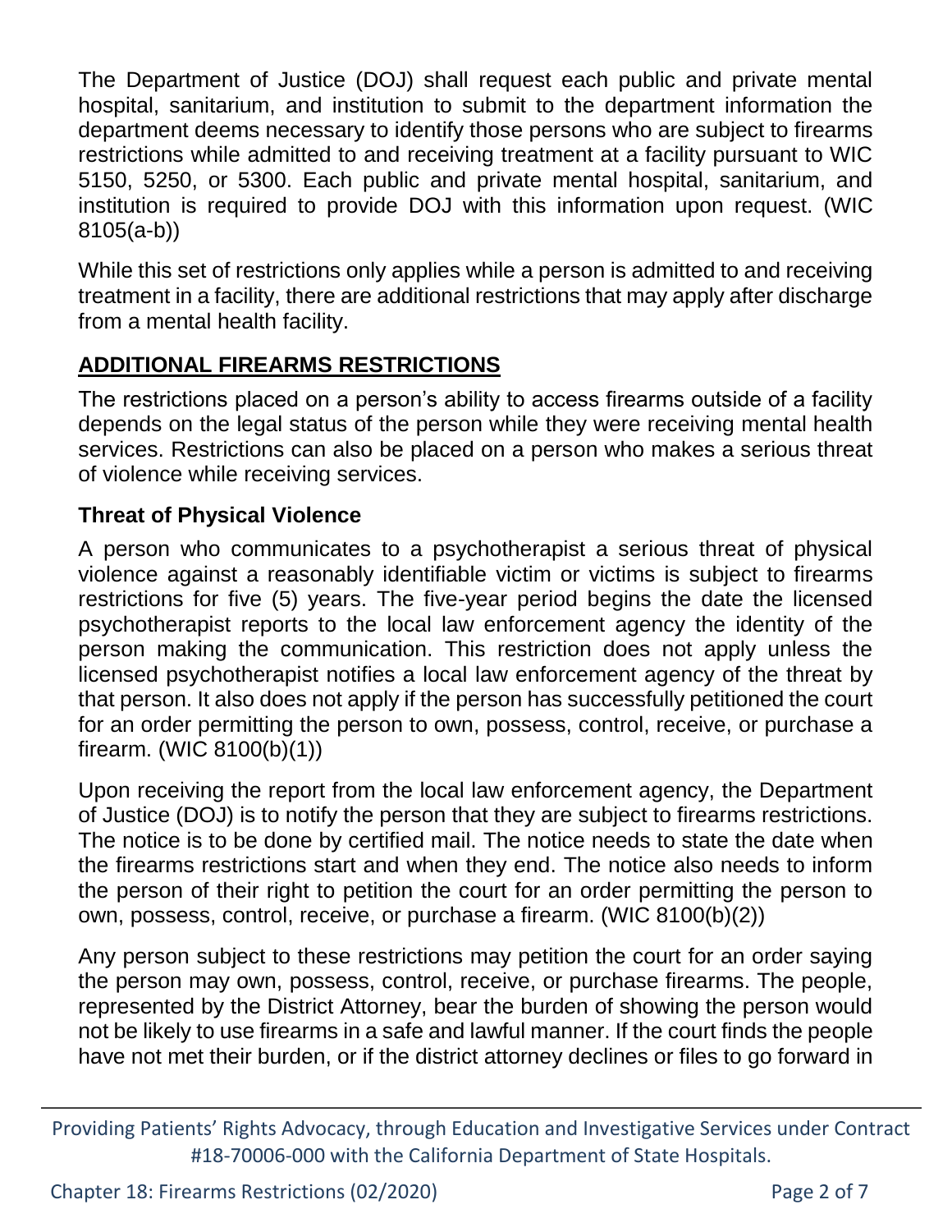The Department of Justice (DOJ) shall request each public and private mental hospital, sanitarium, and institution to submit to the department information the department deems necessary to identify those persons who are subject to firearms restrictions while admitted to and receiving treatment at a facility pursuant to WIC 5150, 5250, or 5300. Each public and private mental hospital, sanitarium, and institution is required to provide DOJ with this information upon request. (WIC 8105(a-b))

While this set of restrictions only applies while a person is admitted to and receiving treatment in a facility, there are additional restrictions that may apply after discharge from a mental health facility.

## ADDITIONAL FIREARMS RESTRICTIONS

The restrictions placed on a person's ability to access firearms outside of a facility depends on the legal status of the person while they were receiving mental health services. Restrictions can also be placed on a person who makes a serious threat of violence while receiving services.

### Threat of Physical Violence

A person who communicates to a psychotherapist a serious threat of physical violence against a reasonably identifiable victim or victims is subject to firearms restrictions for five (5) years. The five-year period begins the date the licensed psychotherapist reports to the local law enforcement agency the identity of the person making the communication. This restriction does not apply unless the licensed psychotherapist notifies a local law enforcement agency of the threat by that person. It also does not apply if the person has successfully petitioned the court for an order permitting the person to own, possess, control, receive, or purchase a firearm. (WIC 8100(b)(1))

Upon receiving the report from the local law enforcement agency, the Department of Justice (DOJ) is to notify the person that they are subject to firearms restrictions. The notice is to be done by certified mail. The notice needs to state the date when the firearms restrictions start and when they end. The notice also needs to inform the person of their right to petition the court for an order permitting the person to own, possess, control, receive, or purchase a firearm. (WIC 8100(b)(2))

Any person subject to these restrictions may petition the court for an order saying the person may own, possess, control, receive, or purchase firearms. The people, represented by the District Attorney, bear the burden of showing the person would not be likely to use firearms in a safe and lawful manner. If the court finds the people have not met their burden, or if the district attorney declines or files to go forward in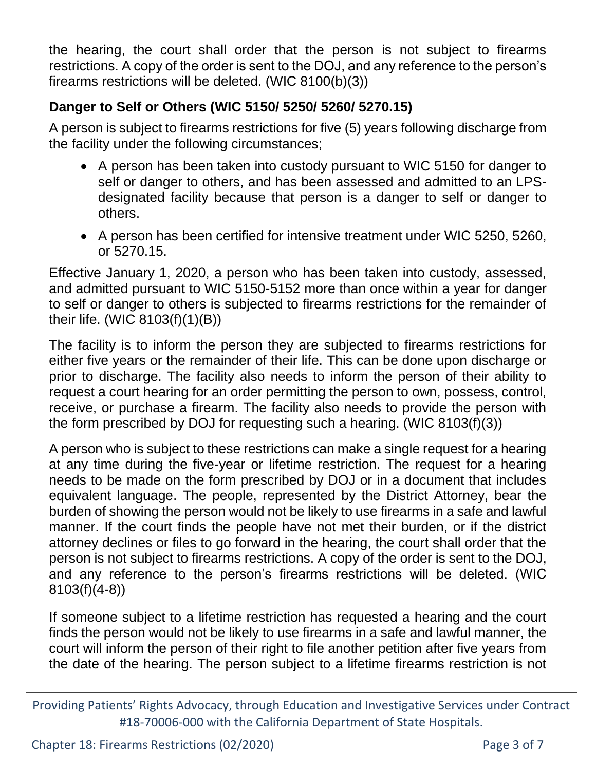the hearing, the court shall order that the person is not subject to firearms restrictions. A copy of the order is sent to the DOJ, and any reference to the person's firearms restrictions will be deleted. (WIC 8100(b)(3))

### Danger to Self or Others (WIC 5150/ 5250/ 5260/ 5270.15)

A person is subject to firearms restrictions for five (5) years following discharge from the facility under the following circumstances;

- A person has been taken into custody pursuant to WIC 5150 for danger to self or danger to others, and has been assessed and admitted to an LPS-designated facility because that person is a danger to self or danger to others.
- A person has been certified for intensive treatment under WIC 5250, 5260, or 5270.15.

Effective January 1, 2020, a person who has been taken into custody, assessed, and admitted pursuant to WIC 5150-5152 more than once within a year for danger to self or danger to others is subjected to firearms restrictions for the remainder of their life. (WIC 8103(f)(1)(B))

The facility is to inform the person they are subjected to firearms restrictions for either five years or the remainder of their life. This can be done upon discharge or prior to discharge. The facility also needs to inform the person of their ability to request a court hearing for an order permitting the person to own, possess, control, receive, or purchase a firearm. The facility also needs to provide the person with the form prescribed by DOJ for requesting such a hearing. (WIC 8103(f)(3))

A person who is subject to these restrictions can make a single request for a hearing at any time during the five-year or lifetime restriction. The request for a hearing needs to be made on the form prescribed by DOJ or in a document that includes equivalent language. The people, represented by the District Attorney, bear the burden of showing the person would not be likely to use firearms in a safe and lawful manner. If the court finds the people have not met their burden, or if the district attorney declines or files to go forward in the hearing, the court shall order that the person is not subject to firearms restrictions. A copy of the order is sent to the DOJ, and any reference to the person's firearms restrictions will be deleted. (WIC 8103(f)(4-8))

If someone subject to a lifetime restriction has requested a hearing and the court finds the person would not be likely to use firearms in a safe and lawful manner, the court will inform the person of their right to file another petition after five years from the date of the hearing. The person subject to a lifetime firearms restriction is not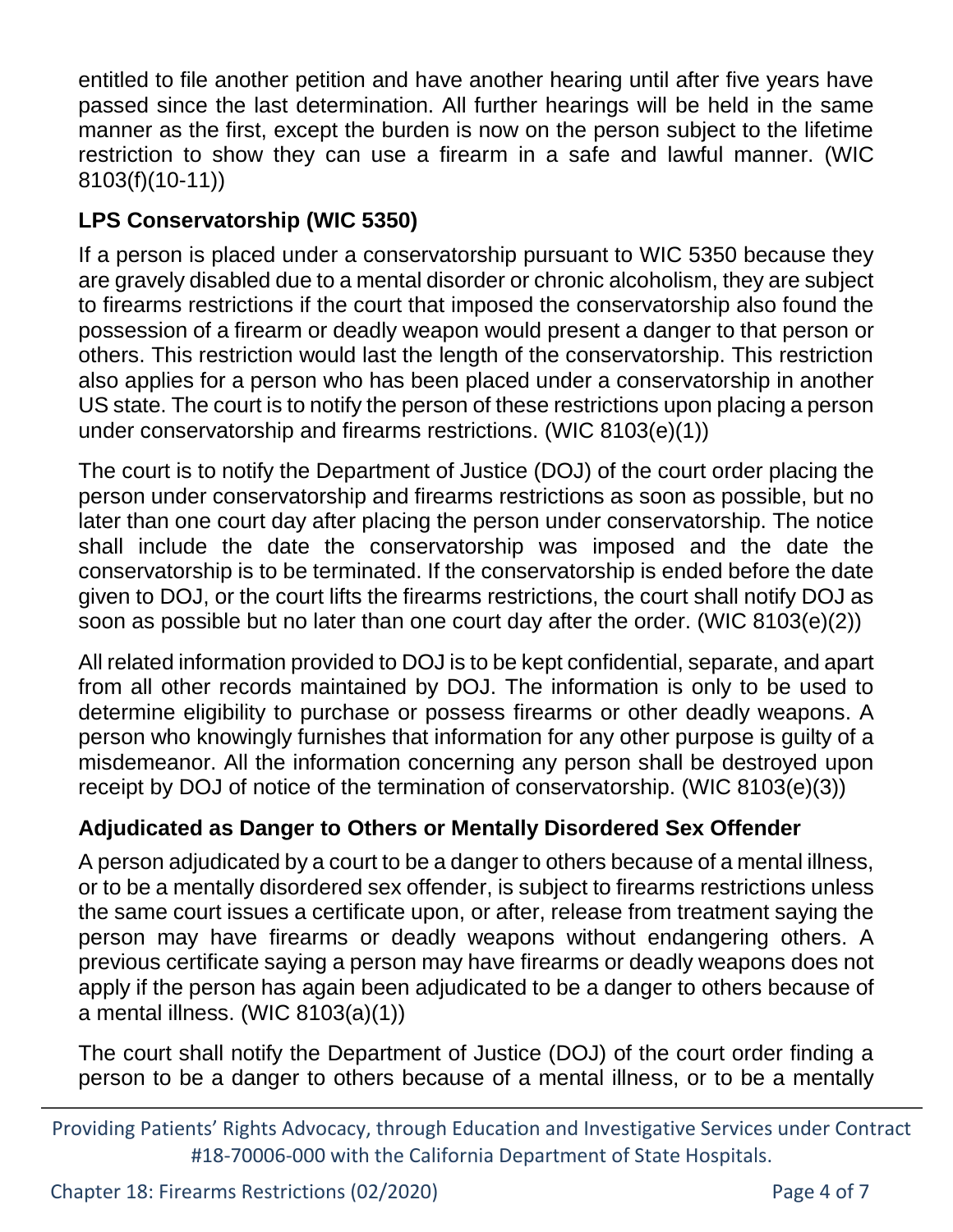entitled to file another petition and have another hearing until after five years have passed since the last determination. All further hearings will be held in the same manner as the first, except the burden is now on the person subject to the lifetime restriction to show they can use a firearm in a safe and lawful manner. (WIC 8103(f)(10-11))

### LPS Conservatorship (WIC 5350)

If a person is placed under a conservatorship pursuant to WIC 5350 because they are gravely disabled due to a mental disorder or chronic alcoholism, they are subject to firearms restrictions if the court that imposed the conservatorship also found the possession of a firearm or deadly weapon would present a danger to that person or others. This restriction would last the length of the conservatorship. This restriction also applies for a person who has been placed under a conservatorship in another US state. The court is to notify the person of these restrictions upon placing a person under conservatorship and firearms restrictions. (WIC 8103(e)(1))

The court is to notify the Department of Justice (DOJ) of the court order placing the person under conservatorship and firearms restrictions as soon as possible, but no later than one court day after placing the person under conservatorship. The notice shall include the date the conservatorship was imposed and the date the conservatorship is to be terminated. If the conservatorship is ended before the date given to DOJ, or the court lifts the firearms restrictions, the court shall notify DOJ as soon as possible but no later than one court day after the order. (WIC 8103(e)(2))

All related information provided to DOJ is to be kept confidential, separate, and apart from all other records maintained by DOJ. The information is only to be used to determine eligibility to purchase or possess firearms or other deadly weapons. A person who knowingly furnishes that information for any other purpose is guilty of a misdemeanor. All the information concerning any person shall be destroyed upon receipt by DOJ of notice of the termination of conservatorship. (WIC 8103(e)(3))

### Adjudicated as Danger to Others or Mentally Disordered Sex Offender

A person adjudicated by a court to be a danger to others because of a mental illness, or to be a mentally disordered sex offender, is subject to firearms restrictions unless the same court issues a certificate upon, or after, release from treatment saying the person may have firearms or deadly weapons without endangering others. A previous certificate saying a person may have firearms or deadly weapons does not apply if the person has again been adjudicated to be a danger to others because of a mental illness. (WIC 8103(a)(1))

The court shall notify the Department of Justice (DOJ) of the court order finding a person to be a danger to others because of a mental illness, or to be a mentally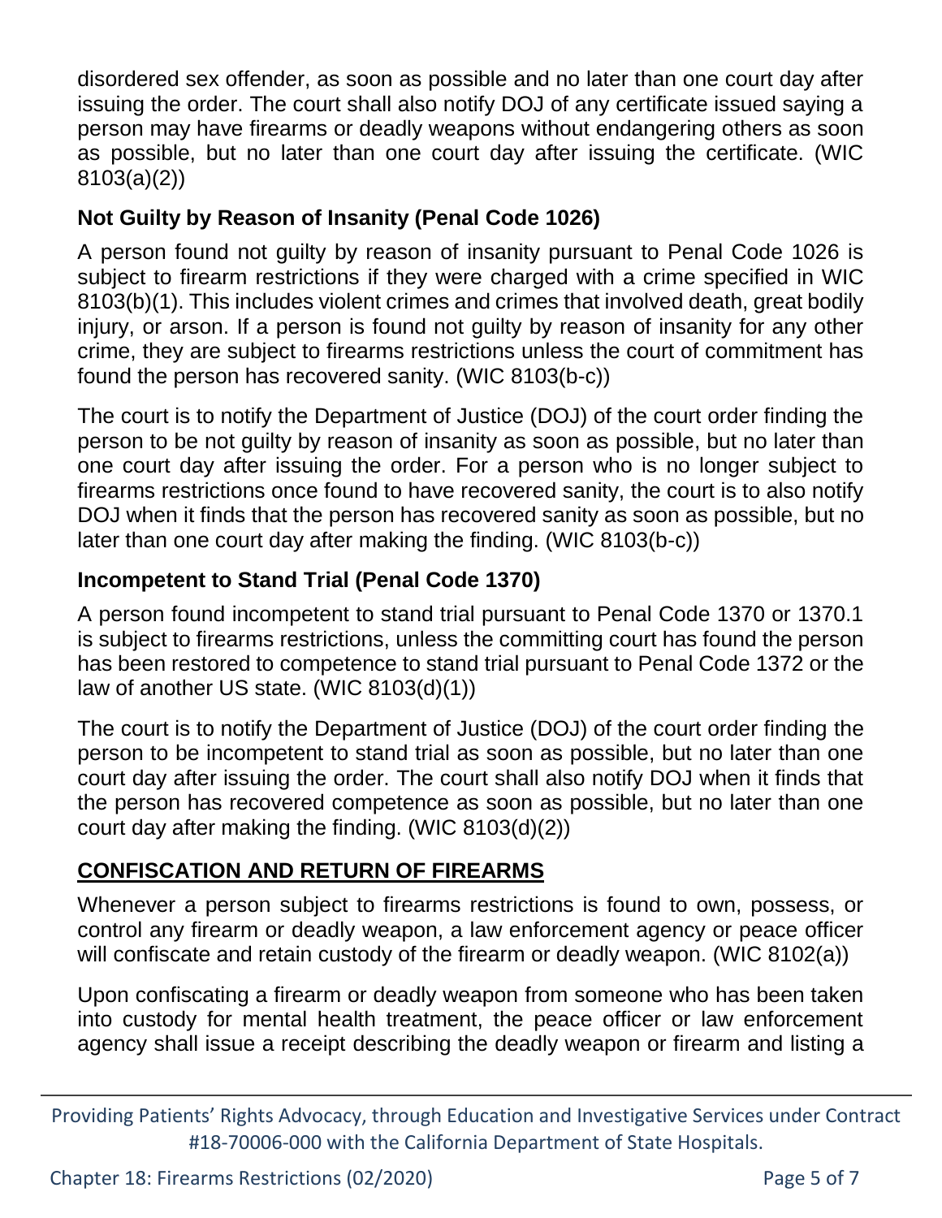disordered sex offender, as soon as possible and no later than one court day after issuing the order. The court shall also notify DOJ of any certificate issued saying a person may have firearms or deadly weapons without endangering others as soon as possible, but no later than one court day after issuing the certificate. (WIC 8103(a)(2))

### Not Guilty by Reason of Insanity (Penal Code 1026)

A person found not guilty by reason of insanity pursuant to Penal Code 1026 is subject to firearm restrictions if they were charged with a crime specified in WIC 8103(b)(1). This includes violent crimes and crimes that involved death, great bodily injury, or arson. If a person is found not guilty by reason of insanity for any other crime, they are subject to firearms restrictions unless the court of commitment has found the person has recovered sanity. (WIC 8103(b-c))

The court is to notify the Department of Justice (DOJ) of the court order finding the person to be not guilty by reason of insanity as soon as possible, but no later than one court day after issuing the order. For a person who is no longer subject to firearms restrictions once found to have recovered sanity, the court is to also notify DOJ when it finds that the person has recovered sanity as soon as possible, but no later than one court day after making the finding. (WIC 8103(b-c))

### Incompetent to Stand Trial (Penal Code 1370)

A person found incompetent to stand trial pursuant to Penal Code 1370 or 1370.1 is subject to firearms restrictions, unless the committing court has found the person has been restored to competence to stand trial pursuant to Penal Code 1372 or the law of another US state. (WIC 8103(d)(1))

The court is to notify the Department of Justice (DOJ) of the court order finding the person to be incompetent to stand trial as soon as possible, but no later than one court day after issuing the order. The court shall also notify DOJ when it finds that the person has recovered competence as soon as possible, but no later than one court day after making the finding. (WIC 8103(d)(2))

## CONFISCATION AND RETURN OF FIREARMS

Whenever a person subject to firearms restrictions is found to own, possess, or control any firearm or deadly weapon, a law enforcement agency or peace officer will confiscate and retain custody of the firearm or deadly weapon. (WIC 8102(a))

Upon confiscating a firearm or deadly weapon from someone who has been taken into custody for mental health treatment, the peace officer or law enforcement agency shall issue a receipt describing the deadly weapon or firearm and listing a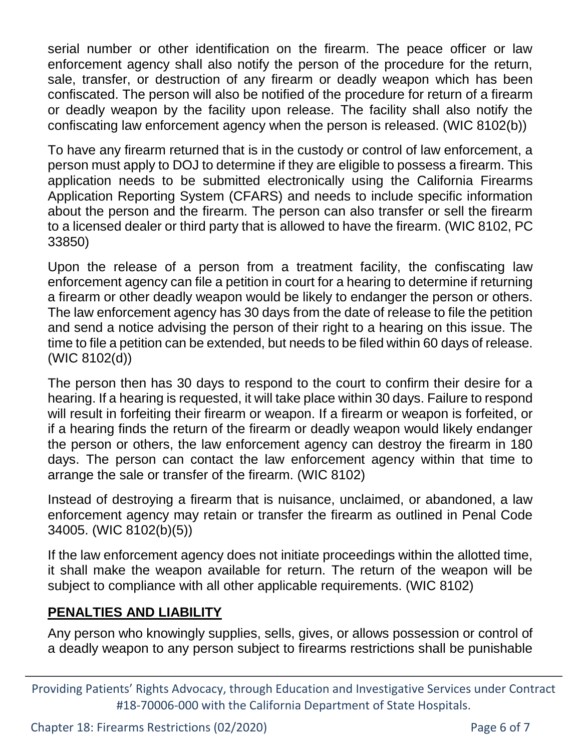serial number or other identification on the firearm. The peace officer or law enforcement agency shall also notify the person of the procedure for the return, sale, transfer, or destruction of any firearm or deadly weapon which has been confiscated. The person will also be notified of the procedure for return of a firearm or deadly weapon by the facility upon release. The facility shall also notify the confiscating law enforcement agency when the person is released. (WIC 8102(b))

To have any firearm returned that is in the custody or control of law enforcement, a person must apply to DOJ to determine if they are eligible to possess a firearm. This application needs to be submitted electronically using the California Firearms Application Reporting System (CFARS) and needs to include specific information about the person and the firearm. The person can also transfer or sell the firearm to a licensed dealer or third party that is allowed to have the firearm. (WIC 8102, PC 33850)

Upon the release of a person from a treatment facility, the confiscating law enforcement agency can file a petition in court for a hearing to determine if returning a firearm or other deadly weapon would be likely to endanger the person or others. The law enforcement agency has 30 days from the date of release to file the petition and send a notice advising the person of their right to a hearing on this issue. The time to file a petition can be extended, but needs to be filed within 60 days of release. (WIC 8102(d))

The person then has 30 days to respond to the court to confirm their desire for a hearing. If a hearing is requested, it will take place within 30 days. Failure to respond will result in forfeiting their firearm or weapon. If a firearm or weapon is forfeited, or if a hearing finds the return of the firearm or deadly weapon would likely endanger the person or others, the law enforcement agency can destroy the firearm in 180 days. The person can contact the law enforcement agency within that time to arrange the sale or transfer of the firearm. (WIC 8102)

Instead of destroying a firearm that is nuisance, unclaimed, or abandoned, a law enforcement agency may retain or transfer the firearm as outlined in Penal Code 34005. (WIC 8102(b)(5))

If the law enforcement agency does not initiate proceedings within the allotted time, it shall make the weapon available for return. The return of the weapon will be subject to compliance with all other applicable requirements. (WIC 8102)

## PENALTIES AND LIABILITY

Any person who knowingly supplies, sells, gives, or allows possession or control of a deadly weapon to any person subject to firearms restrictions shall be punishable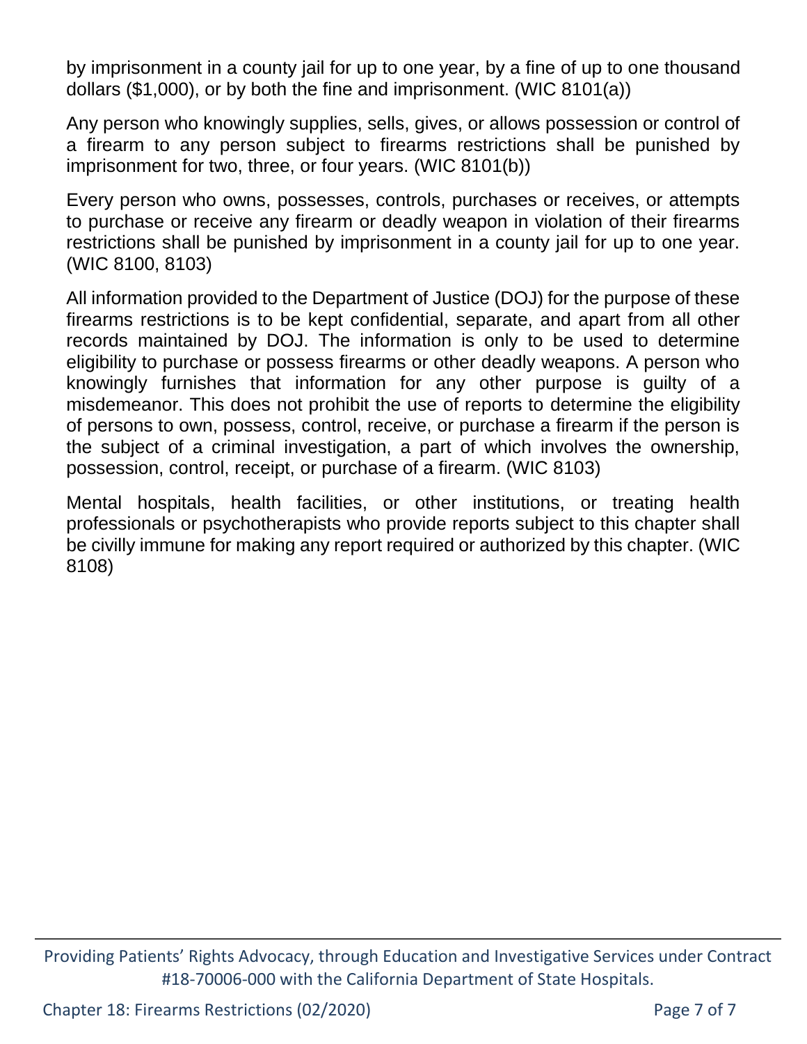by imprisonment in a county jail for up to one year, by a fine of up to one thousand dollars ($1,000), or by both the fine and imprisonment. (WIC 8101(a))

Any person who knowingly supplies, sells, gives, or allows possession or control of a firearm to any person subject to firearms restrictions shall be punished by imprisonment for two, three, or four years. (WIC 8101(b))

Every person who owns, possesses, controls, purchases or receives, or attempts to purchase or receive any firearm or deadly weapon in violation of their firearms restrictions shall be punished by imprisonment in a county jail for up to one year. (WIC 8100, 8103)

All information provided to the Department of Justice (DOJ) for the purpose of these firearms restrictions is to be kept confidential, separate, and apart from all other records maintained by DOJ. The information is only to be used to determine eligibility to purchase or possess firearms or other deadly weapons. A person who knowingly furnishes that information for any other purpose is guilty of a misdemeanor. This does not prohibit the use of reports to determine the eligibility of persons to own, possess, control, receive, or purchase a firearm if the person is the subject of a criminal investigation, a part of which involves the ownership, possession, control, receipt, or purchase of a firearm. (WIC 8103)

Mental hospitals, health facilities, or other institutions, or treating health professionals or psychotherapists who provide reports subject to this chapter shall be civilly immune for making any report required or authorized by this chapter. (WIC 8108)